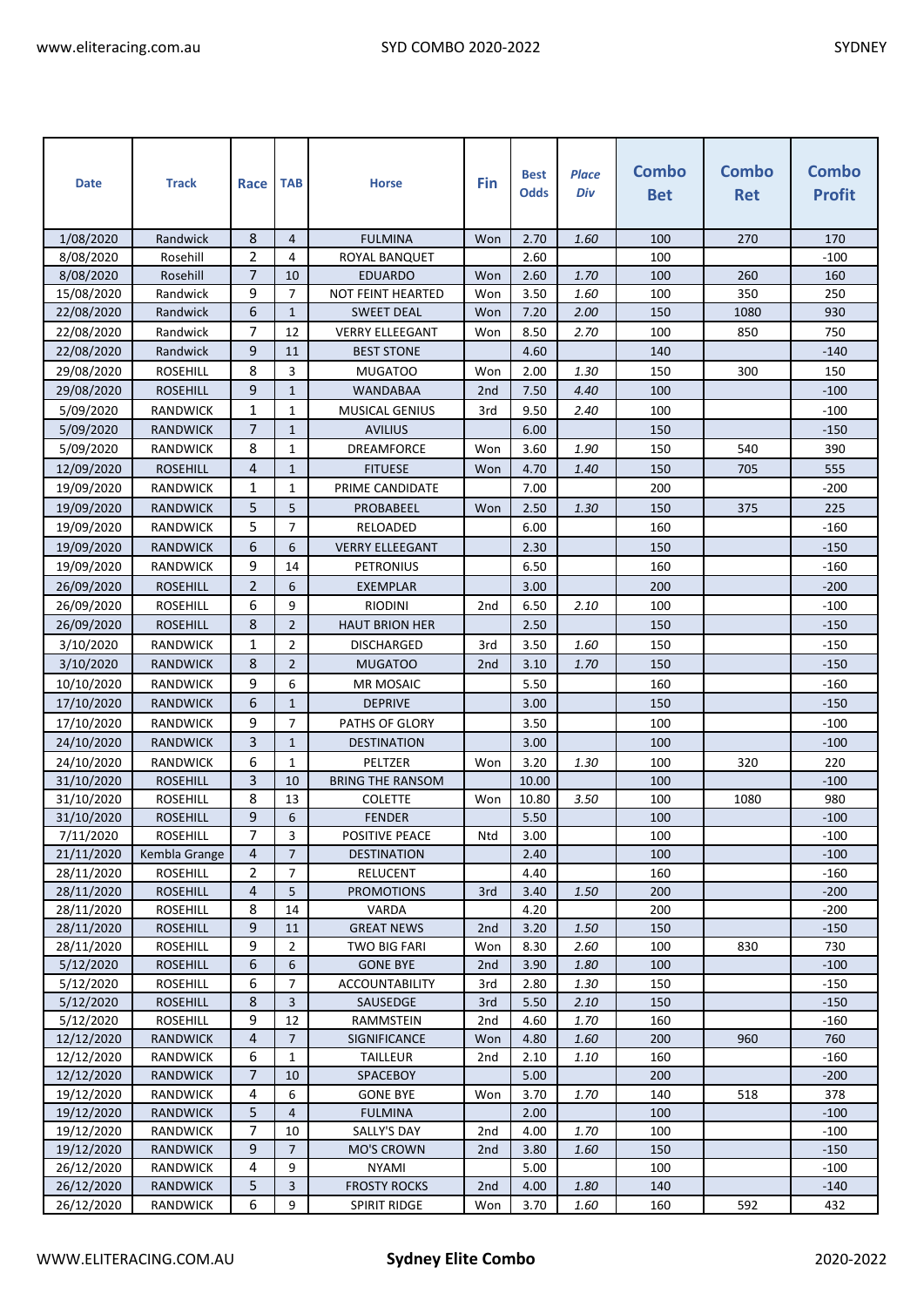| Date | Track | Race | TAB | Horse | Fin | Best Odds | *Place Div* | Combo Bet | Combo Ret | Combo Profit |
|---|---|---|---|---|---|---|---|---|---|---|
| 1/08/2020 | Randwick | 8 | 4 | FULMINA | Won | 2.70 | *1.60* | 100 | 270 | 170 |
| 8/08/2020 | Rosehill | 2 | 4 | ROYAL BANQUET | | 2.60 | | 100 | | -100 |
| 8/08/2020 | Rosehill | 7 | 10 | EDUARDO | Won | 2.60 | *1.70* | 100 | 260 | 160 |
| 15/08/2020 | Randwick | 9 | 7 | NOT FEINT HEARTED | Won | 3.50 | *1.60* | 100 | 350 | 250 |
| 22/08/2020 | Randwick | 6 | 1 | SWEET DEAL | Won | 7.20 | *2.00* | 150 | 1080 | 930 |
| 22/08/2020 | Randwick | 7 | 12 | VERRY ELLEEGANT | Won | 8.50 | *2.70* | 100 | 850 | 750 |
| 22/08/2020 | Randwick | 9 | 11 | BEST STONE | | 4.60 | | 140 | | -140 |
| 29/08/2020 | ROSEHILL | 8 | 3 | MUGATOO | Won | 2.00 | *1.30* | 150 | 300 | 150 |
| 29/08/2020 | ROSEHILL | 9 | 1 | WANDABAA | 2nd | 7.50 | *4.40* | 100 | | -100 |
| 5/09/2020 | RANDWICK | 1 | 1 | MUSICAL GENIUS | 3rd | 9.50 | *2.40* | 100 | | -100 |
| 5/09/2020 | RANDWICK | 7 | 1 | AVILIUS | | 6.00 | | 150 | | -150 |
| 5/09/2020 | RANDWICK | 8 | 1 | DREAMFORCE | Won | 3.60 | *1.90* | 150 | 540 | 390 |
| 12/09/2020 | ROSEHILL | 4 | 1 | FITUESE | Won | 4.70 | *1.40* | 150 | 705 | 555 |
| 19/09/2020 | RANDWICK | 1 | 1 | PRIME CANDIDATE | | 7.00 | | 200 | | -200 |
| 19/09/2020 | RANDWICK | 5 | 5 | PROBABEEL | Won | 2.50 | *1.30* | 150 | 375 | 225 |
| 19/09/2020 | RANDWICK | 5 | 7 | RELOADED | | 6.00 | | 160 | | -160 |
| 19/09/2020 | RANDWICK | 6 | 6 | VERRY ELLEEGANT | | 2.30 | | 150 | | -150 |
| 19/09/2020 | RANDWICK | 9 | 14 | PETRONIUS | | 6.50 | | 160 | | -160 |
| 26/09/2020 | ROSEHILL | 2 | 6 | EXEMPLAR | | 3.00 | | 200 | | -200 |
| 26/09/2020 | ROSEHILL | 6 | 9 | RIODINI | 2nd | 6.50 | *2.10* | 100 | | -100 |
| 26/09/2020 | ROSEHILL | 8 | 2 | HAUT BRION HER | | 2.50 | | 150 | | -150 |
| 3/10/2020 | RANDWICK | 1 | 2 | DISCHARGED | 3rd | 3.50 | *1.60* | 150 | | -150 |
| 3/10/2020 | RANDWICK | 8 | 2 | MUGATOO | 2nd | 3.10 | *1.70* | 150 | | -150 |
| 10/10/2020 | RANDWICK | 9 | 6 | MR MOSAIC | | 5.50 | | 160 | | -160 |
| 17/10/2020 | RANDWICK | 6 | 1 | DEPRIVE | | 3.00 | | 150 | | -150 |
| 17/10/2020 | RANDWICK | 9 | 7 | PATHS OF GLORY | | 3.50 | | 100 | | -100 |
| 24/10/2020 | RANDWICK | 3 | 1 | DESTINATION | | 3.00 | | 100 | | -100 |
| 24/10/2020 | RANDWICK | 6 | 1 | PELTZER | Won | 3.20 | *1.30* | 100 | 320 | 220 |
| 31/10/2020 | ROSEHILL | 3 | 10 | BRING THE RANSOM | | 10.00 | | 100 | | -100 |
| 31/10/2020 | ROSEHILL | 8 | 13 | COLETTE | Won | 10.80 | *3.50* | 100 | 1080 | 980 |
| 31/10/2020 | ROSEHILL | 9 | 6 | FENDER | | 5.50 | | 100 | | -100 |
| 7/11/2020 | ROSEHILL | 7 | 3 | POSITIVE PEACE | Ntd | 3.00 | | 100 | | -100 |
| 21/11/2020 | Kembla Grange | 4 | 7 | DESTINATION | | 2.40 | | 100 | | -100 |
| 28/11/2020 | ROSEHILL | 2 | 7 | RELUCENT | | 4.40 | | 160 | | -160 |
| 28/11/2020 | ROSEHILL | 4 | 5 | PROMOTIONS | 3rd | 3.40 | *1.50* | 200 | | -200 |
| 28/11/2020 | ROSEHILL | 8 | 14 | VARDA | | 4.20 | | 200 | | -200 |
| 28/11/2020 | ROSEHILL | 9 | 11 | GREAT NEWS | 2nd | 3.20 | *1.50* | 150 | | -150 |
| 28/11/2020 | ROSEHILL | 9 | 2 | TWO BIG FARI | Won | 8.30 | *2.60* | 100 | 830 | 730 |
| 5/12/2020 | ROSEHILL | 6 | 6 | GONE BYE | 2nd | 3.90 | *1.80* | 100 | | -100 |
| 5/12/2020 | ROSEHILL | 6 | 7 | ACCOUNTABILITY | 3rd | 2.80 | *1.30* | 150 | | -150 |
| 5/12/2020 | ROSEHILL | 8 | 3 | SAUSEDGE | 3rd | 5.50 | *2.10* | 150 | | -150 |
| 5/12/2020 | ROSEHILL | 9 | 12 | RAMMSTEIN | 2nd | 4.60 | *1.70* | 160 | | -160 |
| 12/12/2020 | RANDWICK | 4 | 7 | SIGNIFICANCE | Won | 4.80 | *1.60* | 200 | 960 | 760 |
| 12/12/2020 | RANDWICK | 6 | 1 | TAILLEUR | 2nd | 2.10 | *1.10* | 160 | | -160 |
| 12/12/2020 | RANDWICK | 7 | 10 | SPACEBOY | | 5.00 | | 200 | | -200 |
| 19/12/2020 | RANDWICK | 4 | 6 | GONE BYE | Won | 3.70 | *1.70* | 140 | 518 | 378 |
| 19/12/2020 | RANDWICK | 5 | 4 | FULMINA | | 2.00 | | 100 | | -100 |
| 19/12/2020 | RANDWICK | 7 | 10 | SALLY'S DAY | 2nd | 4.00 | *1.70* | 100 | | -100 |
| 19/12/2020 | RANDWICK | 9 | 7 | MO'S CROWN | 2nd | 3.80 | *1.60* | 150 | | -150 |
| 26/12/2020 | RANDWICK | 4 | 9 | NYAMI | | 5.00 | | 100 | | -100 |
| 26/12/2020 | RANDWICK | 5 | 3 | FROSTY ROCKS | 2nd | 4.00 | *1.80* | 140 | | -140 |
| 26/12/2020 | RANDWICK | 6 | 9 | SPIRIT RIDGE | Won | 3.70 | *1.60* | 160 | 592 | 432 |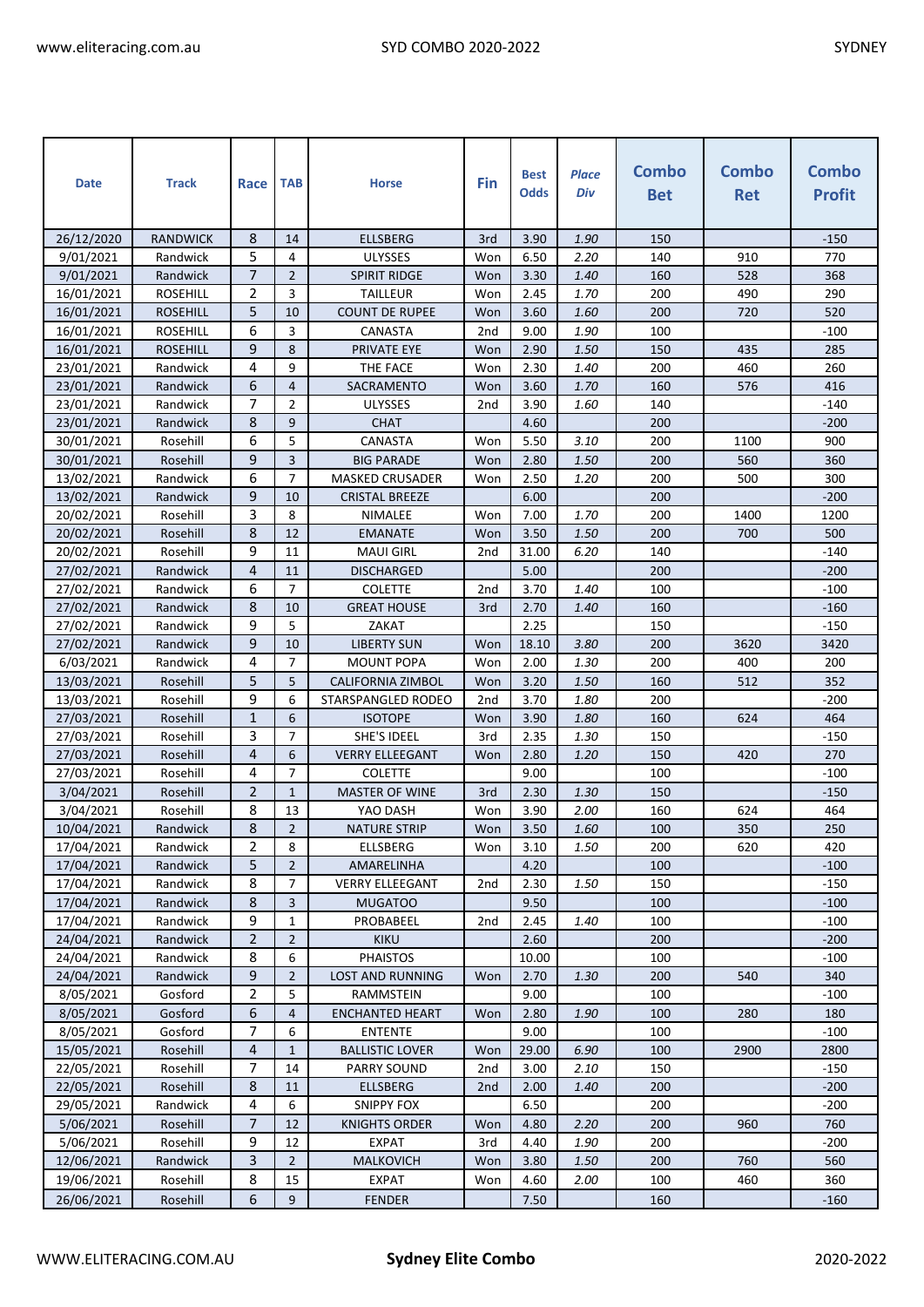| Date | Track | Race | TAB | Horse | Fin | Best Odds | *Place Div* | Combo Bet | Combo Ret | Combo Profit |
|---|---|---|---|---|---|---|---|---|---|---|
| 26/12/2020 | RANDWICK | 8 | 14 | ELLSBERG | 3rd | 3.90 | *1.90* | 150 | | -150 |
| 9/01/2021 | Randwick | 5 | 4 | ULYSSES | Won | 6.50 | *2.20* | 140 | 910 | 770 |
| 9/01/2021 | Randwick | 7 | 2 | SPIRIT RIDGE | Won | 3.30 | *1.40* | 160 | 528 | 368 |
| 16/01/2021 | ROSEHILL | 2 | 3 | TAILLEUR | Won | 2.45 | *1.70* | 200 | 490 | 290 |
| 16/01/2021 | ROSEHILL | 5 | 10 | COUNT DE RUPEE | Won | 3.60 | *1.60* | 200 | 720 | 520 |
| 16/01/2021 | ROSEHILL | 6 | 3 | CANASTA | 2nd | 9.00 | *1.90* | 100 | | -100 |
| 16/01/2021 | ROSEHILL | 9 | 8 | PRIVATE EYE | Won | 2.90 | *1.50* | 150 | 435 | 285 |
| 23/01/2021 | Randwick | 4 | 9 | THE FACE | Won | 2.30 | *1.40* | 200 | 460 | 260 |
| 23/01/2021 | Randwick | 6 | 4 | SACRAMENTO | Won | 3.60 | *1.70* | 160 | 576 | 416 |
| 23/01/2021 | Randwick | 7 | 2 | ULYSSES | 2nd | 3.90 | *1.60* | 140 | | -140 |
| 23/01/2021 | Randwick | 8 | 9 | CHAT | | 4.60 | | 200 | | -200 |
| 30/01/2021 | Rosehill | 6 | 5 | CANASTA | Won | 5.50 | *3.10* | 200 | 1100 | 900 |
| 30/01/2021 | Rosehill | 9 | 3 | BIG PARADE | Won | 2.80 | *1.50* | 200 | 560 | 360 |
| 13/02/2021 | Randwick | 6 | 7 | MASKED CRUSADER | Won | 2.50 | *1.20* | 200 | 500 | 300 |
| 13/02/2021 | Randwick | 9 | 10 | CRISTAL BREEZE | | 6.00 | | 200 | | -200 |
| 20/02/2021 | Rosehill | 3 | 8 | NIMALEE | Won | 7.00 | *1.70* | 200 | 1400 | 1200 |
| 20/02/2021 | Rosehill | 8 | 12 | EMANATE | Won | 3.50 | *1.50* | 200 | 700 | 500 |
| 20/02/2021 | Rosehill | 9 | 11 | MAUI GIRL | 2nd | 31.00 | *6.20* | 140 | | -140 |
| 27/02/2021 | Randwick | 4 | 11 | DISCHARGED | | 5.00 | | 200 | | -200 |
| 27/02/2021 | Randwick | 6 | 7 | COLETTE | 2nd | 3.70 | *1.40* | 100 | | -100 |
| 27/02/2021 | Randwick | 8 | 10 | GREAT HOUSE | 3rd | 2.70 | *1.40* | 160 | | -160 |
| 27/02/2021 | Randwick | 9 | 5 | ZAKAT | | 2.25 | | 150 | | -150 |
| 27/02/2021 | Randwick | 9 | 10 | LIBERTY SUN | Won | 18.10 | *3.80* | 200 | 3620 | 3420 |
| 6/03/2021 | Randwick | 4 | 7 | MOUNT POPA | Won | 2.00 | *1.30* | 200 | 400 | 200 |
| 13/03/2021 | Rosehill | 5 | 5 | CALIFORNIA ZIMBOL | Won | 3.20 | *1.50* | 160 | 512 | 352 |
| 13/03/2021 | Rosehill | 9 | 6 | STARSPANGLED RODEO | 2nd | 3.70 | *1.80* | 200 | | -200 |
| 27/03/2021 | Rosehill | 1 | 6 | ISOTOPE | Won | 3.90 | *1.80* | 160 | 624 | 464 |
| 27/03/2021 | Rosehill | 3 | 7 | SHE'S IDEEL | 3rd | 2.35 | *1.30* | 150 | | -150 |
| 27/03/2021 | Rosehill | 4 | 6 | VERRY ELLEEGANT | Won | 2.80 | *1.20* | 150 | 420 | 270 |
| 27/03/2021 | Rosehill | 4 | 7 | COLETTE | | 9.00 | | 100 | | -100 |
| 3/04/2021 | Rosehill | 2 | 1 | MASTER OF WINE | 3rd | 2.30 | *1.30* | 150 | | -150 |
| 3/04/2021 | Rosehill | 8 | 13 | YAO DASH | Won | 3.90 | *2.00* | 160 | 624 | 464 |
| 10/04/2021 | Randwick | 8 | 2 | NATURE STRIP | Won | 3.50 | *1.60* | 100 | 350 | 250 |
| 17/04/2021 | Randwick | 2 | 8 | ELLSBERG | Won | 3.10 | *1.50* | 200 | 620 | 420 |
| 17/04/2021 | Randwick | 5 | 2 | AMARELINHA | | 4.20 | | 100 | | -100 |
| 17/04/2021 | Randwick | 8 | 7 | VERRY ELLEEGANT | 2nd | 2.30 | *1.50* | 150 | | -150 |
| 17/04/2021 | Randwick | 8 | 3 | MUGATOO | | 9.50 | | 100 | | -100 |
| 17/04/2021 | Randwick | 9 | 1 | PROBABEEL | 2nd | 2.45 | *1.40* | 100 | | -100 |
| 24/04/2021 | Randwick | 2 | 2 | KIKU | | 2.60 | | 200 | | -200 |
| 24/04/2021 | Randwick | 8 | 6 | PHAISTOS | | 10.00 | | 100 | | -100 |
| 24/04/2021 | Randwick | 9 | 2 | LOST AND RUNNING | Won | 2.70 | *1.30* | 200 | 540 | 340 |
| 8/05/2021 | Gosford | 2 | 5 | RAMMSTEIN | | 9.00 | | 100 | | -100 |
| 8/05/2021 | Gosford | 6 | 4 | ENCHANTED HEART | Won | 2.80 | *1.90* | 100 | 280 | 180 |
| 8/05/2021 | Gosford | 7 | 6 | ENTENTE | | 9.00 | | 100 | | -100 |
| 15/05/2021 | Rosehill | 4 | 1 | BALLISTIC LOVER | Won | 29.00 | *6.90* | 100 | 2900 | 2800 |
| 22/05/2021 | Rosehill | 7 | 14 | PARRY SOUND | 2nd | 3.00 | *2.10* | 150 | | -150 |
| 22/05/2021 | Rosehill | 8 | 11 | ELLSBERG | 2nd | 2.00 | *1.40* | 200 | | -200 |
| 29/05/2021 | Randwick | 4 | 6 | SNIPPY FOX | | 6.50 | | 200 | | -200 |
| 5/06/2021 | Rosehill | 7 | 12 | KNIGHTS ORDER | Won | 4.80 | *2.20* | 200 | 960 | 760 |
| 5/06/2021 | Rosehill | 9 | 12 | EXPAT | 3rd | 4.40 | *1.90* | 200 | | -200 |
| 12/06/2021 | Randwick | 3 | 2 | MALKOVICH | Won | 3.80 | *1.50* | 200 | 760 | 560 |
| 19/06/2021 | Rosehill | 8 | 15 | EXPAT | Won | 4.60 | *2.00* | 100 | 460 | 360 |
| 26/06/2021 | Rosehill | 6 | 9 | FENDER | | 7.50 | | 160 | | -160 |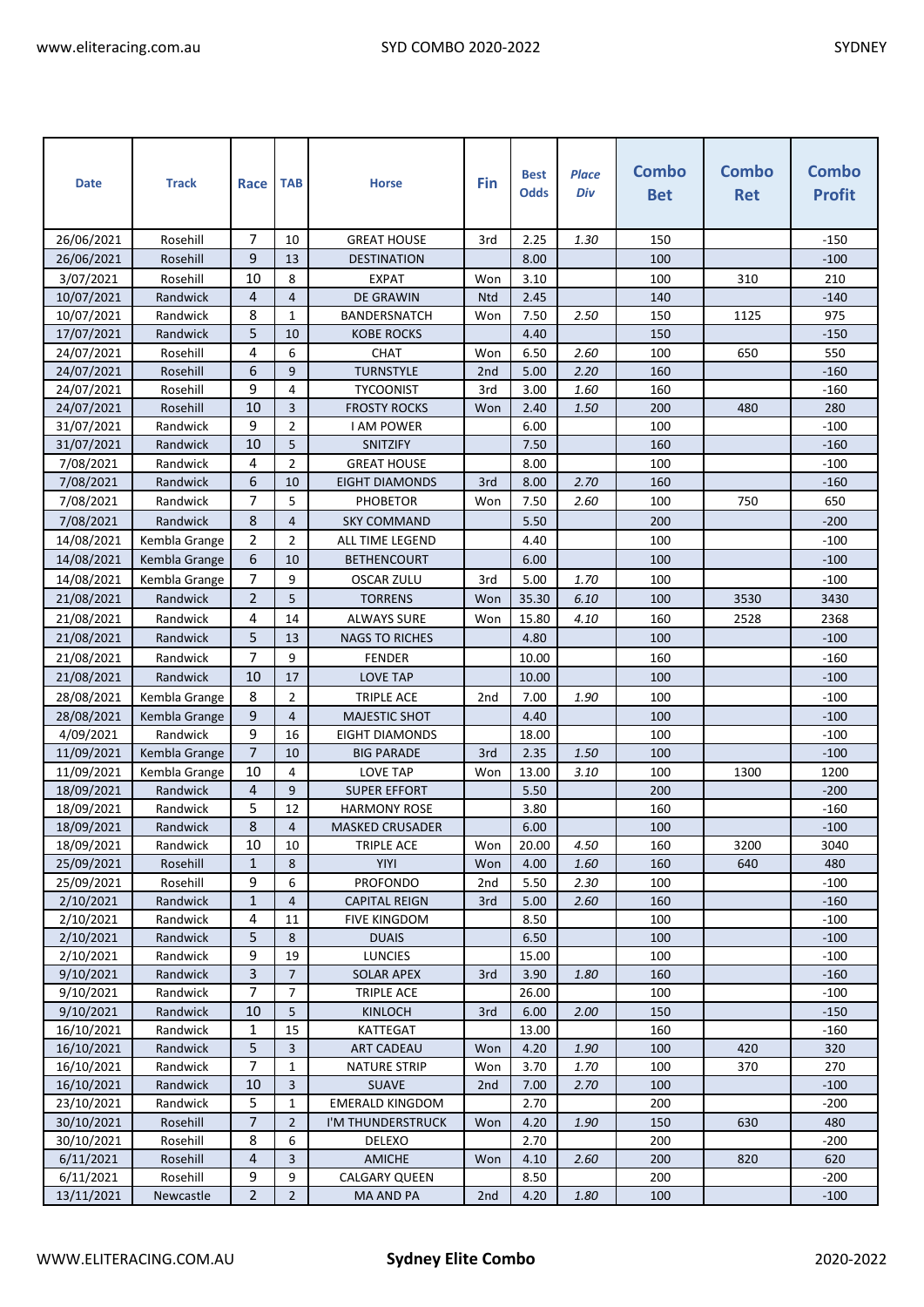| Date | Track | Race | TAB | Horse | Fin | Best Odds | *Place Div* | Combo Bet | Combo Ret | Combo Profit |
|---|---|---|---|---|---|---|---|---|---|---|
| 26/06/2021 | Rosehill | 7 | 10 | GREAT HOUSE | 3rd | 2.25 | *1.30* | 150 | | -150 |
| 26/06/2021 | Rosehill | 9 | 13 | DESTINATION | | 8.00 | | 100 | | -100 |
| 3/07/2021 | Rosehill | 10 | 8 | EXPAT | Won | 3.10 | | 100 | 310 | 210 |
| 10/07/2021 | Randwick | 4 | 4 | DE GRAWIN | Ntd | 2.45 | | 140 | | -140 |
| 10/07/2021 | Randwick | 8 | 1 | BANDERSNATCH | Won | 7.50 | *2.50* | 150 | 1125 | 975 |
| 17/07/2021 | Randwick | 5 | 10 | KOBE ROCKS | | 4.40 | | 150 | | -150 |
| 24/07/2021 | Rosehill | 4 | 6 | CHAT | Won | 6.50 | *2.60* | 100 | 650 | 550 |
| 24/07/2021 | Rosehill | 6 | 9 | TURNSTYLE | 2nd | 5.00 | *2.20* | 160 | | -160 |
| 24/07/2021 | Rosehill | 9 | 4 | TYCOONIST | 3rd | 3.00 | *1.60* | 160 | | -160 |
| 24/07/2021 | Rosehill | 10 | 3 | FROSTY ROCKS | Won | 2.40 | *1.50* | 200 | 480 | 280 |
| 31/07/2021 | Randwick | 9 | 2 | I AM POWER | | 6.00 | | 100 | | -100 |
| 31/07/2021 | Randwick | 10 | 5 | SNITZIFY | | 7.50 | | 160 | | -160 |
| 7/08/2021 | Randwick | 4 | 2 | GREAT HOUSE | | 8.00 | | 100 | | -100 |
| 7/08/2021 | Randwick | 6 | 10 | EIGHT DIAMONDS | 3rd | 8.00 | *2.70* | 160 | | -160 |
| 7/08/2021 | Randwick | 7 | 5 | PHOBETOR | Won | 7.50 | *2.60* | 100 | 750 | 650 |
| 7/08/2021 | Randwick | 8 | 4 | SKY COMMAND | | 5.50 | | 200 | | -200 |
| 14/08/2021 | Kembla Grange | 2 | 2 | ALL TIME LEGEND | | 4.40 | | 100 | | -100 |
| 14/08/2021 | Kembla Grange | 6 | 10 | BETHENCOURT | | 6.00 | | 100 | | -100 |
| 14/08/2021 | Kembla Grange | 7 | 9 | OSCAR ZULU | 3rd | 5.00 | *1.70* | 100 | | -100 |
| 21/08/2021 | Randwick | 2 | 5 | TORRENS | Won | 35.30 | *6.10* | 100 | 3530 | 3430 |
| 21/08/2021 | Randwick | 4 | 14 | ALWAYS SURE | Won | 15.80 | *4.10* | 160 | 2528 | 2368 |
| 21/08/2021 | Randwick | 5 | 13 | NAGS TO RICHES | | 4.80 | | 100 | | -100 |
| 21/08/2021 | Randwick | 7 | 9 | FENDER | | 10.00 | | 160 | | -160 |
| 21/08/2021 | Randwick | 10 | 17 | LOVE TAP | | 10.00 | | 100 | | -100 |
| 28/08/2021 | Kembla Grange | 8 | 2 | TRIPLE ACE | 2nd | 7.00 | *1.90* | 100 | | -100 |
| 28/08/2021 | Kembla Grange | 9 | 4 | MAJESTIC SHOT | | 4.40 | | 100 | | -100 |
| 4/09/2021 | Randwick | 9 | 16 | EIGHT DIAMONDS | | 18.00 | | 100 | | -100 |
| 11/09/2021 | Kembla Grange | 7 | 10 | BIG PARADE | 3rd | 2.35 | *1.50* | 100 | | -100 |
| 11/09/2021 | Kembla Grange | 10 | 4 | LOVE TAP | Won | 13.00 | *3.10* | 100 | 1300 | 1200 |
| 18/09/2021 | Randwick | 4 | 9 | SUPER EFFORT | | 5.50 | | 200 | | -200 |
| 18/09/2021 | Randwick | 5 | 12 | HARMONY ROSE | | 3.80 | | 160 | | -160 |
| 18/09/2021 | Randwick | 8 | 4 | MASKED CRUSADER | | 6.00 | | 100 | | -100 |
| 18/09/2021 | Randwick | 10 | 10 | TRIPLE ACE | Won | 20.00 | *4.50* | 160 | 3200 | 3040 |
| 25/09/2021 | Rosehill | 1 | 8 | YIYI | Won | 4.00 | *1.60* | 160 | 640 | 480 |
| 25/09/2021 | Rosehill | 9 | 6 | PROFONDO | 2nd | 5.50 | *2.30* | 100 | | -100 |
| 2/10/2021 | Randwick | 1 | 4 | CAPITAL REIGN | 3rd | 5.00 | *2.60* | 160 | | -160 |
| 2/10/2021 | Randwick | 4 | 11 | FIVE KINGDOM | | 8.50 | | 100 | | -100 |
| 2/10/2021 | Randwick | 5 | 8 | DUAIS | | 6.50 | | 100 | | -100 |
| 2/10/2021 | Randwick | 9 | 19 | LUNCIES | | 15.00 | | 100 | | -100 |
| 9/10/2021 | Randwick | 3 | 7 | SOLAR APEX | 3rd | 3.90 | *1.80* | 160 | | -160 |
| 9/10/2021 | Randwick | 7 | 7 | TRIPLE ACE | | 26.00 | | 100 | | -100 |
| 9/10/2021 | Randwick | 10 | 5 | KINLOCH | 3rd | 6.00 | *2.00* | 150 | | -150 |
| 16/10/2021 | Randwick | 1 | 15 | KATTEGAT | | 13.00 | | 160 | | -160 |
| 16/10/2021 | Randwick | 5 | 3 | ART CADEAU | Won | 4.20 | *1.90* | 100 | 420 | 320 |
| 16/10/2021 | Randwick | 7 | 1 | NATURE STRIP | Won | 3.70 | *1.70* | 100 | 370 | 270 |
| 16/10/2021 | Randwick | 10 | 3 | SUAVE | 2nd | 7.00 | *2.70* | 100 | | -100 |
| 23/10/2021 | Randwick | 5 | 1 | EMERALD KINGDOM | | 2.70 | | 200 | | -200 |
| 30/10/2021 | Rosehill | 7 | 2 | I'M THUNDERSTRUCK | Won | 4.20 | *1.90* | 150 | 630 | 480 |
| 30/10/2021 | Rosehill | 8 | 6 | DELEXO | | 2.70 | | 200 | | -200 |
| 6/11/2021 | Rosehill | 4 | 3 | AMICHE | Won | 4.10 | *2.60* | 200 | 820 | 620 |
| 6/11/2021 | Rosehill | 9 | 9 | CALGARY QUEEN | | 8.50 | | 200 | | -200 |
| 13/11/2021 | Newcastle | 2 | 2 | MA AND PA | 2nd | 4.20 | *1.80* | 100 | | -100 |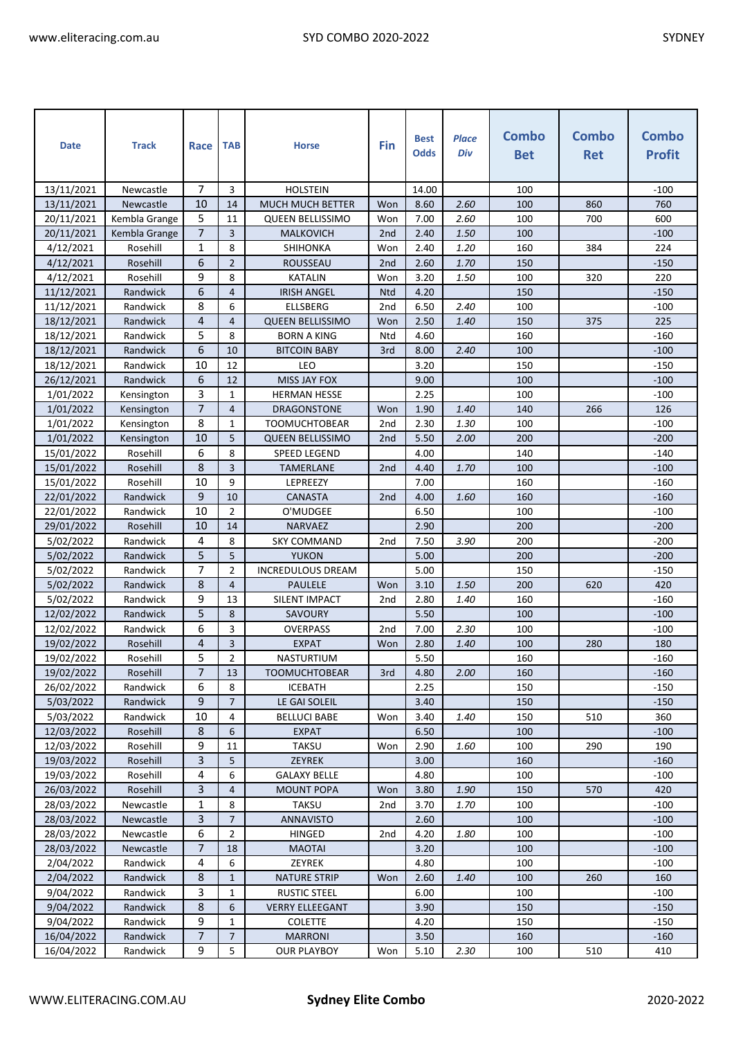| Date | Track | Race | TAB | Horse | Fin | Best Odds | *Place Div* | Combo Bet | Combo Ret | Combo Profit |
|---|---|---|---|---|---|---|---|---|---|---|
| 13/11/2021 | Newcastle | 7 | 3 | HOLSTEIN | | 14.00 | | 100 | | -100 |
| 13/11/2021 | Newcastle | 10 | 14 | MUCH MUCH BETTER | Won | 8.60 | *2.60* | 100 | 860 | 760 |
| 20/11/2021 | Kembla Grange | 5 | 11 | QUEEN BELLISSIMO | Won | 7.00 | *2.60* | 100 | 700 | 600 |
| 20/11/2021 | Kembla Grange | 7 | 3 | MALKOVICH | 2nd | 2.40 | *1.50* | 100 | | -100 |
| 4/12/2021 | Rosehill | 1 | 8 | SHIHONKA | Won | 2.40 | *1.20* | 160 | 384 | 224 |
| 4/12/2021 | Rosehill | 6 | 2 | ROUSSEAU | 2nd | 2.60 | *1.70* | 150 | | -150 |
| 4/12/2021 | Rosehill | 9 | 8 | KATALIN | Won | 3.20 | *1.50* | 100 | 320 | 220 |
| 11/12/2021 | Randwick | 6 | 4 | IRISH ANGEL | Ntd | 4.20 | | 150 | | -150 |
| 11/12/2021 | Randwick | 8 | 6 | ELLSBERG | 2nd | 6.50 | *2.40* | 100 | | -100 |
| 18/12/2021 | Randwick | 4 | 4 | QUEEN BELLISSIMO | Won | 2.50 | *1.40* | 150 | 375 | 225 |
| 18/12/2021 | Randwick | 5 | 8 | BORN A KING | Ntd | 4.60 | | 160 | | -160 |
| 18/12/2021 | Randwick | 6 | 10 | BITCOIN BABY | 3rd | 8.00 | *2.40* | 100 | | -100 |
| 18/12/2021 | Randwick | 10 | 12 | LEO | | 3.20 | | 150 | | -150 |
| 26/12/2021 | Randwick | 6 | 12 | MISS JAY FOX | | 9.00 | | 100 | | -100 |
| 1/01/2022 | Kensington | 3 | 1 | HERMAN HESSE | | 2.25 | | 100 | | -100 |
| 1/01/2022 | Kensington | 7 | 4 | DRAGONSTONE | Won | 1.90 | *1.40* | 140 | 266 | 126 |
| 1/01/2022 | Kensington | 8 | 1 | TOOMUCHTOBEAR | 2nd | 2.30 | *1.30* | 100 | | -100 |
| 1/01/2022 | Kensington | 10 | 5 | QUEEN BELLISSIMO | 2nd | 5.50 | *2.00* | 200 | | -200 |
| 15/01/2022 | Rosehill | 6 | 8 | SPEED LEGEND | | 4.00 | | 140 | | -140 |
| 15/01/2022 | Rosehill | 8 | 3 | TAMERLANE | 2nd | 4.40 | *1.70* | 100 | | -100 |
| 15/01/2022 | Rosehill | 10 | 9 | LEPREEZY | | 7.00 | | 160 | | -160 |
| 22/01/2022 | Randwick | 9 | 10 | CANASTA | 2nd | 4.00 | *1.60* | 160 | | -160 |
| 22/01/2022 | Randwick | 10 | 2 | O'MUDGEE | | 6.50 | | 100 | | -100 |
| 29/01/2022 | Rosehill | 10 | 14 | NARVAEZ | | 2.90 | | 200 | | -200 |
| 5/02/2022 | Randwick | 4 | 8 | SKY COMMAND | 2nd | 7.50 | *3.90* | 200 | | -200 |
| 5/02/2022 | Randwick | 5 | 5 | YUKON | | 5.00 | | 200 | | -200 |
| 5/02/2022 | Randwick | 7 | 2 | INCREDULOUS DREAM | | 5.00 | | 150 | | -150 |
| 5/02/2022 | Randwick | 8 | 4 | PAULELE | Won | 3.10 | *1.50* | 200 | 620 | 420 |
| 5/02/2022 | Randwick | 9 | 13 | SILENT IMPACT | 2nd | 2.80 | *1.40* | 160 | | -160 |
| 12/02/2022 | Randwick | 5 | 8 | SAVOURY | | 5.50 | | 100 | | -100 |
| 12/02/2022 | Randwick | 6 | 3 | OVERPASS | 2nd | 7.00 | *2.30* | 100 | | -100 |
| 19/02/2022 | Rosehill | 4 | 3 | EXPAT | Won | 2.80 | *1.40* | 100 | 280 | 180 |
| 19/02/2022 | Rosehill | 5 | 2 | NASTURTIUM | | 5.50 | | 160 | | -160 |
| 19/02/2022 | Rosehill | 7 | 13 | TOOMUCHTOBEAR | 3rd | 4.80 | *2.00* | 160 | | -160 |
| 26/02/2022 | Randwick | 6 | 8 | ICEBATH | | 2.25 | | 150 | | -150 |
| 5/03/2022 | Randwick | 9 | 7 | LE GAI SOLEIL | | 3.40 | | 150 | | -150 |
| 5/03/2022 | Randwick | 10 | 4 | BELLUCI BABE | Won | 3.40 | *1.40* | 150 | 510 | 360 |
| 12/03/2022 | Rosehill | 8 | 6 | EXPAT | | 6.50 | | 100 | | -100 |
| 12/03/2022 | Rosehill | 9 | 11 | TAKSU | Won | 2.90 | *1.60* | 100 | 290 | 190 |
| 19/03/2022 | Rosehill | 3 | 5 | ZEYREK | | 3.00 | | 160 | | -160 |
| 19/03/2022 | Rosehill | 4 | 6 | GALAXY BELLE | | 4.80 | | 100 | | -100 |
| 26/03/2022 | Rosehill | 3 | 4 | MOUNT POPA | Won | 3.80 | *1.90* | 150 | 570 | 420 |
| 28/03/2022 | Newcastle | 1 | 8 | TAKSU | 2nd | 3.70 | *1.70* | 100 | | -100 |
| 28/03/2022 | Newcastle | 3 | 7 | ANNAVISTO | | 2.60 | | 100 | | -100 |
| 28/03/2022 | Newcastle | 6 | 2 | HINGED | 2nd | 4.20 | *1.80* | 100 | | -100 |
| 28/03/2022 | Newcastle | 7 | 18 | MAOTAI | | 3.20 | | 100 | | -100 |
| 2/04/2022 | Randwick | 4 | 6 | ZEYREK | | 4.80 | | 100 | | -100 |
| 2/04/2022 | Randwick | 8 | 1 | NATURE STRIP | Won | 2.60 | *1.40* | 100 | 260 | 160 |
| 9/04/2022 | Randwick | 3 | 1 | RUSTIC STEEL | | 6.00 | | 100 | | -100 |
| 9/04/2022 | Randwick | 8 | 6 | VERRY ELLEEGANT | | 3.90 | | 150 | | -150 |
| 9/04/2022 | Randwick | 9 | 1 | COLETTE | | 4.20 | | 150 | | -150 |
| 16/04/2022 | Randwick | 7 | 7 | MARRONI | | 3.50 | | 160 | | -160 |
| 16/04/2022 | Randwick | 9 | 5 | OUR PLAYBOY | Won | 5.10 | *2.30* | 100 | 510 | 410 |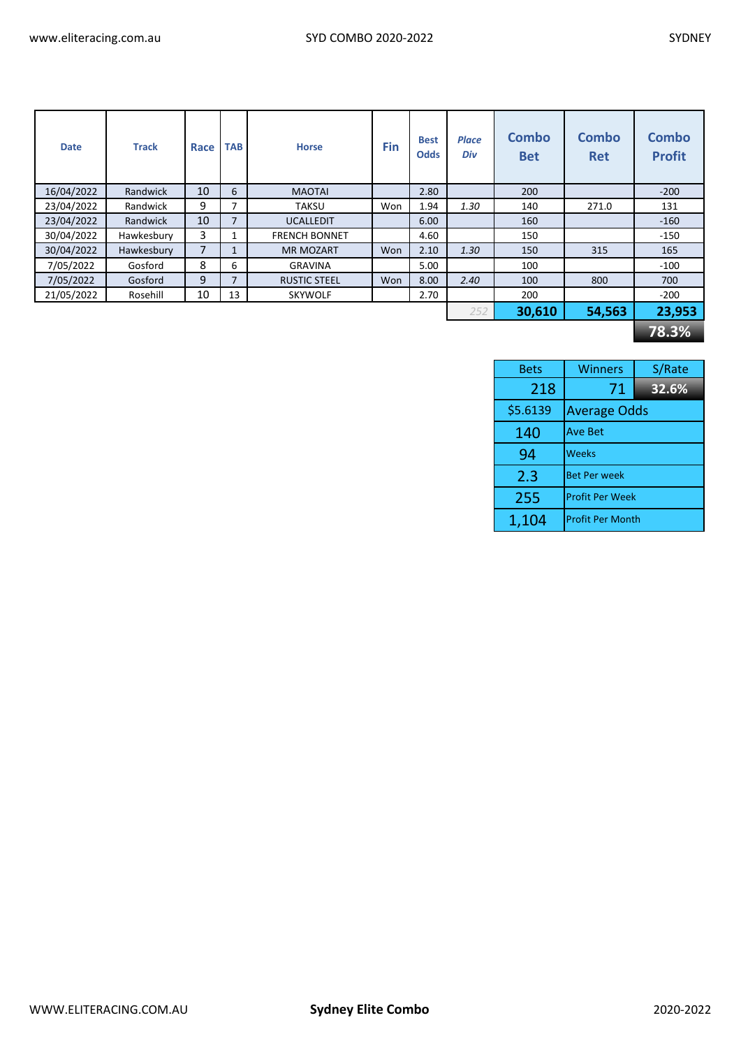| Date | Track | Race | TAB | Horse | Fin | Best Odds | *Place Div* | Combo Bet | Combo Ret | Combo Profit |
|---|---|---|---|---|---|---|---|---|---|---|
| 16/04/2022 | Randwick | 10 | 6 | MAOTAI | | 2.80 | | 200 | | -200 |
| 23/04/2022 | Randwick | 9 | 7 | TAKSU | Won | 1.94 | *1.30* | 140 | 271.0 | 131 |
| 23/04/2022 | Randwick | 10 | 7 | UCALLEDIT | | 6.00 | | 160 | | -160 |
| 30/04/2022 | Hawkesbury | 3 | 1 | FRENCH BONNET | | 4.60 | | 150 | | -150 |
| 30/04/2022 | Hawkesbury | 7 | 1 | MR MOZART | Won | 2.10 | *1.30* | 150 | 315 | 165 |
| 7/05/2022 | Gosford | 8 | 6 | GRAVINA | | 5.00 | | 100 | | -100 |
| 7/05/2022 | Gosford | 9 | 7 | RUSTIC STEEL | Won | 8.00 | *2.40* | 100 | 800 | 700 |
| 21/05/2022 | Rosehill | 10 | 13 | SKYWOLF | | 2.70 | | 200 | | -200 |
| | | | | | | | 252 | **30,610** | **54,563** | **23,953** |
| | | | | | | | | | | **78.3%** |

| Bets | Winners | S/Rate |
|---|---|---|
| 218 | 71 | **32.6%** |
| $5.6139 | Average Odds | |
| 140 | Ave Bet | |
| 94 | Weeks | |
| 2.3 | Bet Per week | |
| 255 | Profit Per Week | |
| 1,104 | Profit Per Month | |